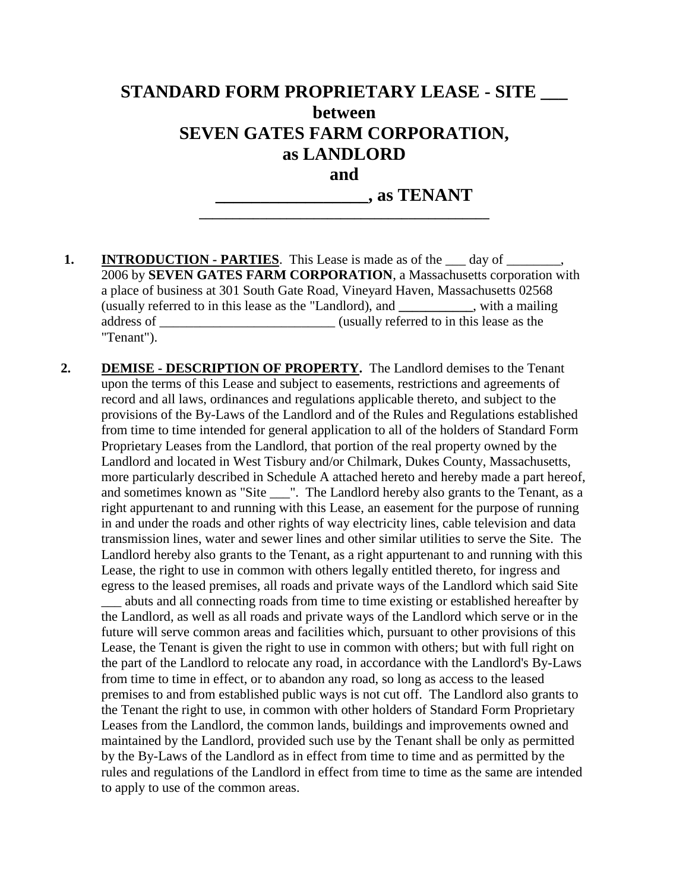# STANDARD FORM PROPRIETARY LEASE - SITE ___ between SEVEN GATES FARM CORPORATION, as LANDLORD and _________________, as TENANT

---

**1.** **INTRODUCTION - PARTIES**. This Lease is made as of the ___ day of ________, 2006 by **SEVEN GATES FARM CORPORATION**, a Massachusetts corporation with a place of business at 301 South Gate Road, Vineyard Haven, Massachusetts 02568 (usually referred to in this lease as the "Landlord), and ___________, with a mailing address of __________________________ (usually referred to in this lease as the "Tenant").

**2.** **DEMISE - DESCRIPTION OF PROPERTY.** The Landlord demises to the Tenant upon the terms of this Lease and subject to easements, restrictions and agreements of record and all laws, ordinances and regulations applicable thereto, and subject to the provisions of the By-Laws of the Landlord and of the Rules and Regulations established from time to time intended for general application to all of the holders of Standard Form Proprietary Leases from the Landlord, that portion of the real property owned by the Landlord and located in West Tisbury and/or Chilmark, Dukes County, Massachusetts, more particularly described in Schedule A attached hereto and hereby made a part hereof, and sometimes known as "Site ___". The Landlord hereby also grants to the Tenant, as a right appurtenant to and running with this Lease, an easement for the purpose of running in and under the roads and other rights of way electricity lines, cable television and data transmission lines, water and sewer lines and other similar utilities to serve the Site. The Landlord hereby also grants to the Tenant, as a right appurtenant to and running with this Lease, the right to use in common with others legally entitled thereto, for ingress and egress to the leased premises, all roads and private ways of the Landlord which said Site ___ abuts and all connecting roads from time to time existing or established hereafter by the Landlord, as well as all roads and private ways of the Landlord which serve or in the future will serve common areas and facilities which, pursuant to other provisions of this Lease, the Tenant is given the right to use in common with others; but with full right on the part of the Landlord to relocate any road, in accordance with the Landlord's By-Laws from time to time in effect, or to abandon any road, so long as access to the leased premises to and from established public ways is not cut off. The Landlord also grants to the Tenant the right to use, in common with other holders of Standard Form Proprietary Leases from the Landlord, the common lands, buildings and improvements owned and maintained by the Landlord, provided such use by the Tenant shall be only as permitted by the By-Laws of the Landlord as in effect from time to time and as permitted by the rules and regulations of the Landlord in effect from time to time as the same are intended to apply to use of the common areas.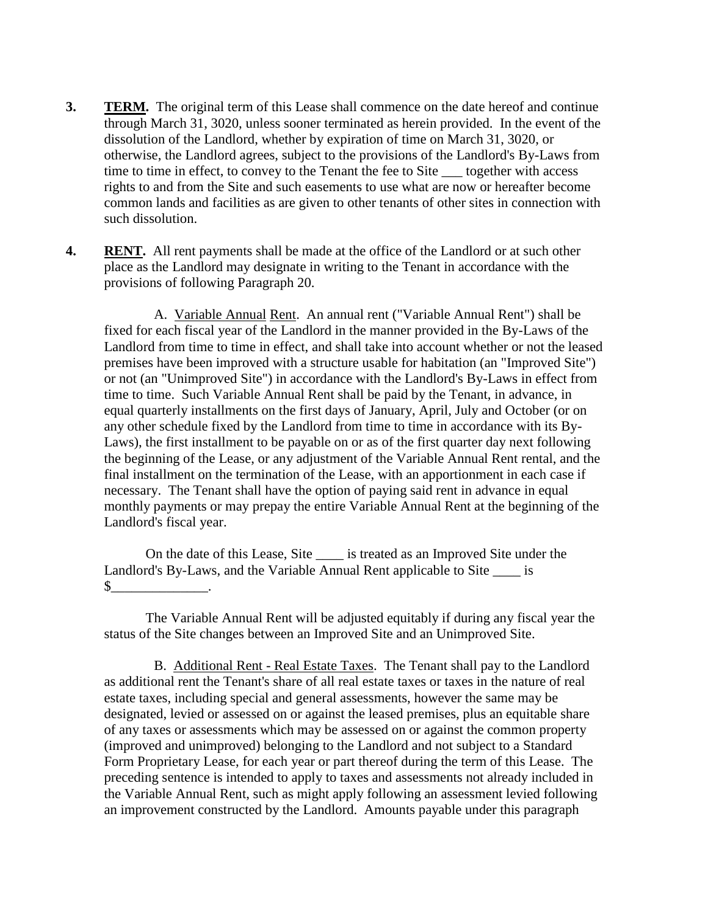**3.** **TERM.** The original term of this Lease shall commence on the date hereof and continue through March 31, 3020, unless sooner terminated as herein provided. In the event of the dissolution of the Landlord, whether by expiration of time on March 31, 3020, or otherwise, the Landlord agrees, subject to the provisions of the Landlord's By-Laws from time to time in effect, to convey to the Tenant the fee to Site ___ together with access rights to and from the Site and such easements to use what are now or hereafter become common lands and facilities as are given to other tenants of other sites in connection with such dissolution.

**4.** **RENT.** All rent payments shall be made at the office of the Landlord or at such other place as the Landlord may designate in writing to the Tenant in accordance with the provisions of following Paragraph 20.

A. Variable Annual Rent. An annual rent ("Variable Annual Rent") shall be fixed for each fiscal year of the Landlord in the manner provided in the By-Laws of the Landlord from time to time in effect, and shall take into account whether or not the leased premises have been improved with a structure usable for habitation (an "Improved Site") or not (an "Unimproved Site") in accordance with the Landlord's By-Laws in effect from time to time. Such Variable Annual Rent shall be paid by the Tenant, in advance, in equal quarterly installments on the first days of January, April, July and October (or on any other schedule fixed by the Landlord from time to time in accordance with its By-Laws), the first installment to be payable on or as of the first quarter day next following the beginning of the Lease, or any adjustment of the Variable Annual Rent rental, and the final installment on the termination of the Lease, with an apportionment in each case if necessary. The Tenant shall have the option of paying said rent in advance in equal monthly payments or may prepay the entire Variable Annual Rent at the beginning of the Landlord's fiscal year.

On the date of this Lease, Site ____ is treated as an Improved Site under the Landlord's By-Laws, and the Variable Annual Rent applicable to Site ____ is $______________.

The Variable Annual Rent will be adjusted equitably if during any fiscal year the status of the Site changes between an Improved Site and an Unimproved Site.

B. Additional Rent - Real Estate Taxes. The Tenant shall pay to the Landlord as additional rent the Tenant's share of all real estate taxes or taxes in the nature of real estate taxes, including special and general assessments, however the same may be designated, levied or assessed on or against the leased premises, plus an equitable share of any taxes or assessments which may be assessed on or against the common property (improved and unimproved) belonging to the Landlord and not subject to a Standard Form Proprietary Lease, for each year or part thereof during the term of this Lease. The preceding sentence is intended to apply to taxes and assessments not already included in the Variable Annual Rent, such as might apply following an assessment levied following an improvement constructed by the Landlord. Amounts payable under this paragraph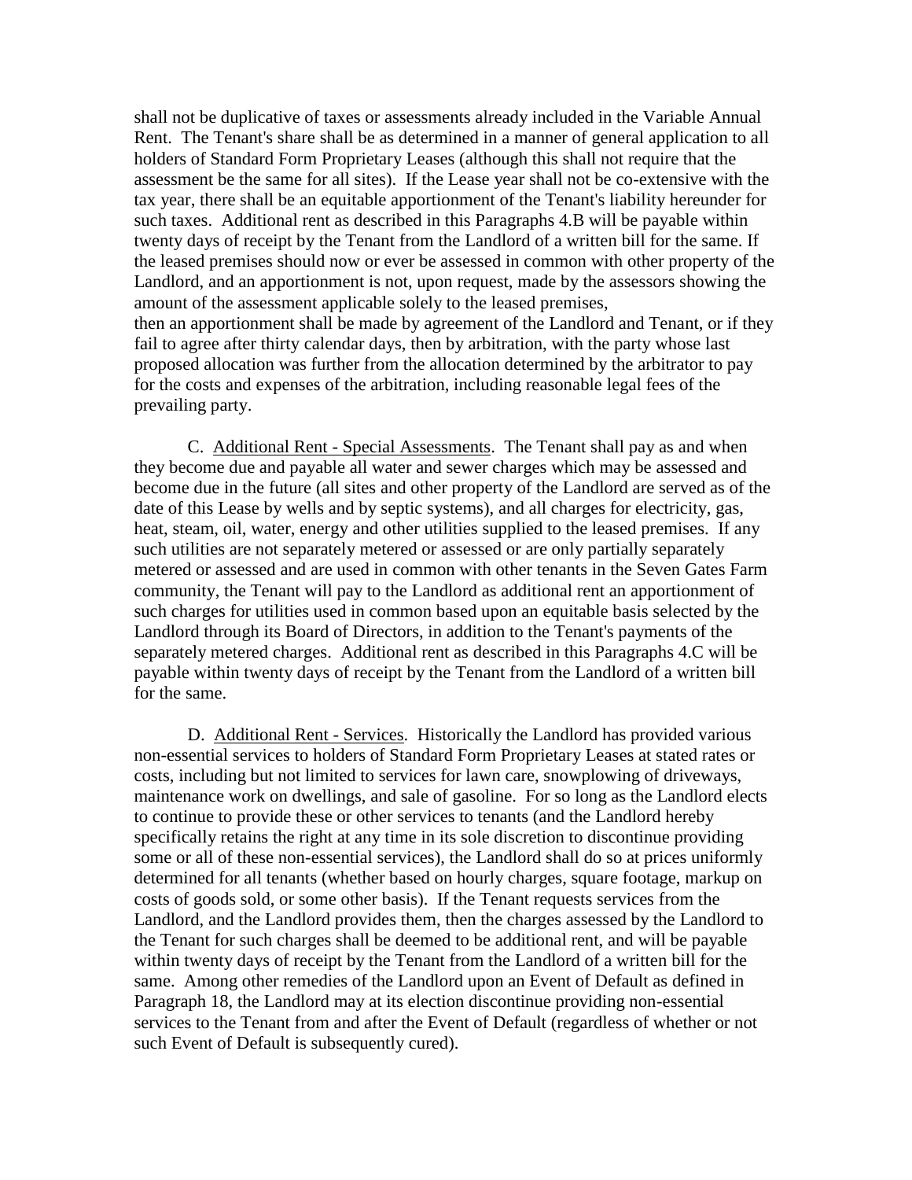shall not be duplicative of taxes or assessments already included in the Variable Annual Rent. The Tenant's share shall be as determined in a manner of general application to all holders of Standard Form Proprietary Leases (although this shall not require that the assessment be the same for all sites). If the Lease year shall not be co-extensive with the tax year, there shall be an equitable apportionment of the Tenant's liability hereunder for such taxes. Additional rent as described in this Paragraphs 4.B will be payable within twenty days of receipt by the Tenant from the Landlord of a written bill for the same. If the leased premises should now or ever be assessed in common with other property of the Landlord, and an apportionment is not, upon request, made by the assessors showing the amount of the assessment applicable solely to the leased premises,
then an apportionment shall be made by agreement of the Landlord and Tenant, or if they fail to agree after thirty calendar days, then by arbitration, with the party whose last proposed allocation was further from the allocation determined by the arbitrator to pay for the costs and expenses of the arbitration, including reasonable legal fees of the prevailing party.

C. Additional Rent - Special Assessments. The Tenant shall pay as and when they become due and payable all water and sewer charges which may be assessed and become due in the future (all sites and other property of the Landlord are served as of the date of this Lease by wells and by septic systems), and all charges for electricity, gas, heat, steam, oil, water, energy and other utilities supplied to the leased premises. If any such utilities are not separately metered or assessed or are only partially separately metered or assessed and are used in common with other tenants in the Seven Gates Farm community, the Tenant will pay to the Landlord as additional rent an apportionment of such charges for utilities used in common based upon an equitable basis selected by the Landlord through its Board of Directors, in addition to the Tenant's payments of the separately metered charges. Additional rent as described in this Paragraphs 4.C will be payable within twenty days of receipt by the Tenant from the Landlord of a written bill for the same.

D. Additional Rent - Services. Historically the Landlord has provided various non-essential services to holders of Standard Form Proprietary Leases at stated rates or costs, including but not limited to services for lawn care, snowplowing of driveways, maintenance work on dwellings, and sale of gasoline. For so long as the Landlord elects to continue to provide these or other services to tenants (and the Landlord hereby specifically retains the right at any time in its sole discretion to discontinue providing some or all of these non-essential services), the Landlord shall do so at prices uniformly determined for all tenants (whether based on hourly charges, square footage, markup on costs of goods sold, or some other basis). If the Tenant requests services from the Landlord, and the Landlord provides them, then the charges assessed by the Landlord to the Tenant for such charges shall be deemed to be additional rent, and will be payable within twenty days of receipt by the Tenant from the Landlord of a written bill for the same. Among other remedies of the Landlord upon an Event of Default as defined in Paragraph 18, the Landlord may at its election discontinue providing non-essential services to the Tenant from and after the Event of Default (regardless of whether or not such Event of Default is subsequently cured).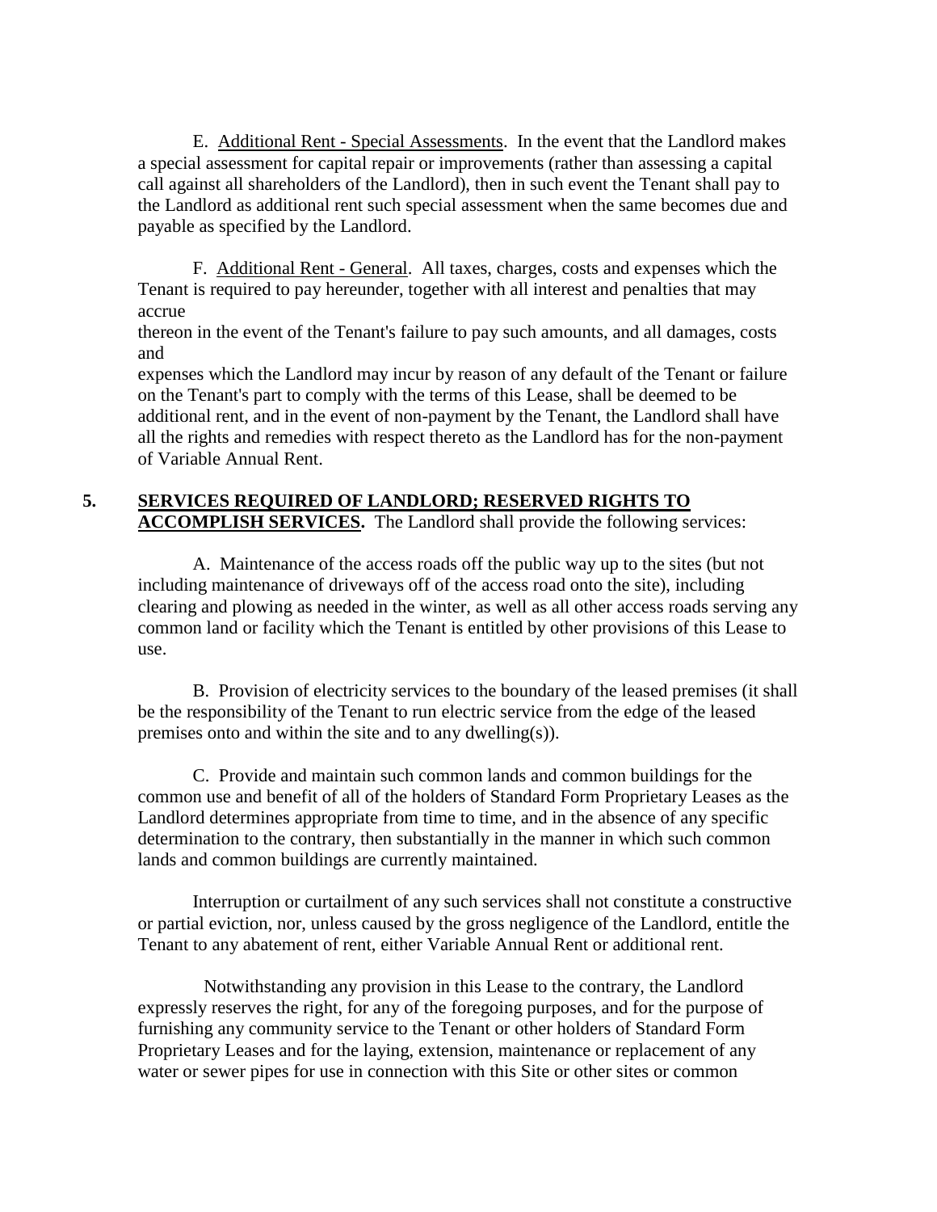E. Additional Rent - Special Assessments. In the event that the Landlord makes a special assessment for capital repair or improvements (rather than assessing a capital call against all shareholders of the Landlord), then in such event the Tenant shall pay to the Landlord as additional rent such special assessment when the same becomes due and payable as specified by the Landlord.

F. Additional Rent - General. All taxes, charges, costs and expenses which the Tenant is required to pay hereunder, together with all interest and penalties that may accrue thereon in the event of the Tenant's failure to pay such amounts, and all damages, costs and expenses which the Landlord may incur by reason of any default of the Tenant or failure on the Tenant's part to comply with the terms of this Lease, shall be deemed to be additional rent, and in the event of non-payment by the Tenant, the Landlord shall have all the rights and remedies with respect thereto as the Landlord has for the non-payment of Variable Annual Rent.

**5. SERVICES REQUIRED OF LANDLORD; RESERVED RIGHTS TO ACCOMPLISH SERVICES.** The Landlord shall provide the following services:

A. Maintenance of the access roads off the public way up to the sites (but not including maintenance of driveways off of the access road onto the site), including clearing and plowing as needed in the winter, as well as all other access roads serving any common land or facility which the Tenant is entitled by other provisions of this Lease to use.

B. Provision of electricity services to the boundary of the leased premises (it shall be the responsibility of the Tenant to run electric service from the edge of the leased premises onto and within the site and to any dwelling(s)).

C. Provide and maintain such common lands and common buildings for the common use and benefit of all of the holders of Standard Form Proprietary Leases as the Landlord determines appropriate from time to time, and in the absence of any specific determination to the contrary, then substantially in the manner in which such common lands and common buildings are currently maintained.

Interruption or curtailment of any such services shall not constitute a constructive or partial eviction, nor, unless caused by the gross negligence of the Landlord, entitle the Tenant to any abatement of rent, either Variable Annual Rent or additional rent.

Notwithstanding any provision in this Lease to the contrary, the Landlord expressly reserves the right, for any of the foregoing purposes, and for the purpose of furnishing any community service to the Tenant or other holders of Standard Form Proprietary Leases and for the laying, extension, maintenance or replacement of any water or sewer pipes for use in connection with this Site or other sites or common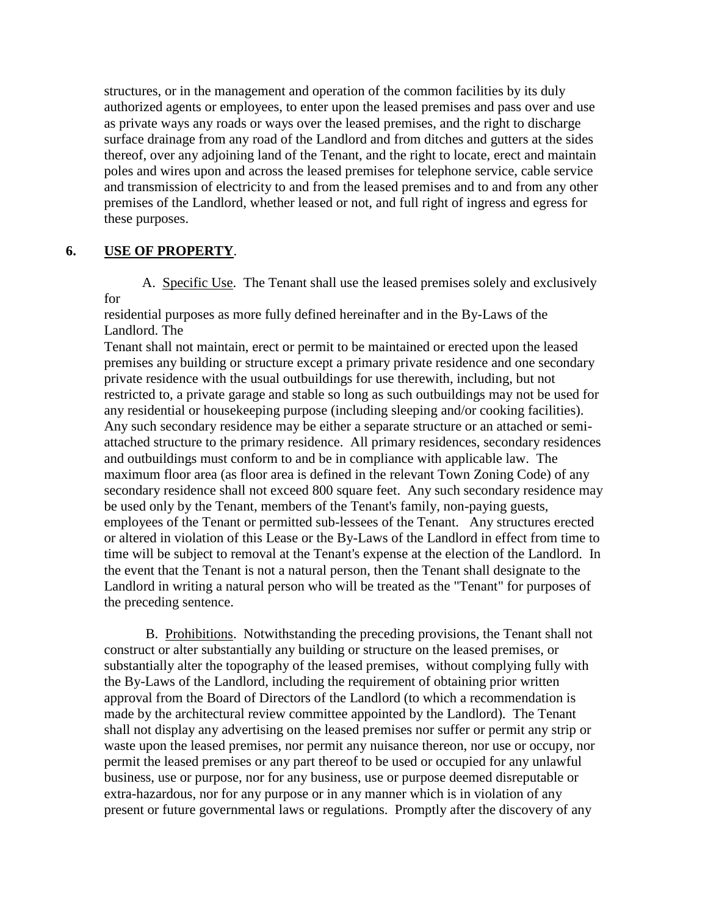structures, or in the management and operation of the common facilities by its duly authorized agents or employees, to enter upon the leased premises and pass over and use as private ways any roads or ways over the leased premises, and the right to discharge surface drainage from any road of the Landlord and from ditches and gutters at the sides thereof, over any adjoining land of the Tenant, and the right to locate, erect and maintain poles and wires upon and across the leased premises for telephone service, cable service and transmission of electricity to and from the leased premises and to and from any other premises of the Landlord, whether leased or not, and full right of ingress and egress for these purposes.

## 6. USE OF PROPERTY.

A. Specific Use. The Tenant shall use the leased premises solely and exclusively for residential purposes as more fully defined hereinafter and in the By-Laws of the Landlord. The Tenant shall not maintain, erect or permit to be maintained or erected upon the leased premises any building or structure except a primary private residence and one secondary private residence with the usual outbuildings for use therewith, including, but not restricted to, a private garage and stable so long as such outbuildings may not be used for any residential or housekeeping purpose (including sleeping and/or cooking facilities). Any such secondary residence may be either a separate structure or an attached or semi-attached structure to the primary residence. All primary residences, secondary residences and outbuildings must conform to and be in compliance with applicable law. The maximum floor area (as floor area is defined in the relevant Town Zoning Code) of any secondary residence shall not exceed 800 square feet. Any such secondary residence may be used only by the Tenant, members of the Tenant's family, non-paying guests, employees of the Tenant or permitted sub-lessees of the Tenant. Any structures erected or altered in violation of this Lease or the By-Laws of the Landlord in effect from time to time will be subject to removal at the Tenant's expense at the election of the Landlord. In the event that the Tenant is not a natural person, then the Tenant shall designate to the Landlord in writing a natural person who will be treated as the "Tenant" for purposes of the preceding sentence.

B. Prohibitions. Notwithstanding the preceding provisions, the Tenant shall not construct or alter substantially any building or structure on the leased premises, or substantially alter the topography of the leased premises, without complying fully with the By-Laws of the Landlord, including the requirement of obtaining prior written approval from the Board of Directors of the Landlord (to which a recommendation is made by the architectural review committee appointed by the Landlord). The Tenant shall not display any advertising on the leased premises nor suffer or permit any strip or waste upon the leased premises, nor permit any nuisance thereon, nor use or occupy, nor permit the leased premises or any part thereof to be used or occupied for any unlawful business, use or purpose, nor for any business, use or purpose deemed disreputable or extra-hazardous, nor for any purpose or in any manner which is in violation of any present or future governmental laws or regulations. Promptly after the discovery of any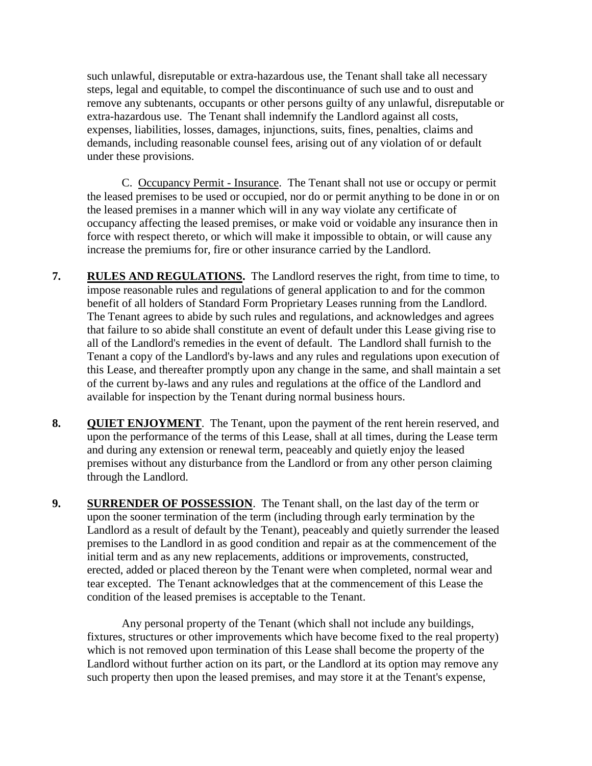such unlawful, disreputable or extra-hazardous use, the Tenant shall take all necessary steps, legal and equitable, to compel the discontinuance of such use and to oust and remove any subtenants, occupants or other persons guilty of any unlawful, disreputable or extra-hazardous use. The Tenant shall indemnify the Landlord against all costs, expenses, liabilities, losses, damages, injunctions, suits, fines, penalties, claims and demands, including reasonable counsel fees, arising out of any violation of or default under these provisions.

C. Occupancy Permit - Insurance. The Tenant shall not use or occupy or permit the leased premises to be used or occupied, nor do or permit anything to be done in or on the leased premises in a manner which will in any way violate any certificate of occupancy affecting the leased premises, or make void or voidable any insurance then in force with respect thereto, or which will make it impossible to obtain, or will cause any increase the premiums for, fire or other insurance carried by the Landlord.

**7. RULES AND REGULATIONS.** The Landlord reserves the right, from time to time, to impose reasonable rules and regulations of general application to and for the common benefit of all holders of Standard Form Proprietary Leases running from the Landlord. The Tenant agrees to abide by such rules and regulations, and acknowledges and agrees that failure to so abide shall constitute an event of default under this Lease giving rise to all of the Landlord's remedies in the event of default. The Landlord shall furnish to the Tenant a copy of the Landlord's by-laws and any rules and regulations upon execution of this Lease, and thereafter promptly upon any change in the same, and shall maintain a set of the current by-laws and any rules and regulations at the office of the Landlord and available for inspection by the Tenant during normal business hours.

**8. QUIET ENJOYMENT**. The Tenant, upon the payment of the rent herein reserved, and upon the performance of the terms of this Lease, shall at all times, during the Lease term and during any extension or renewal term, peaceably and quietly enjoy the leased premises without any disturbance from the Landlord or from any other person claiming through the Landlord.

**9. SURRENDER OF POSSESSION**. The Tenant shall, on the last day of the term or upon the sooner termination of the term (including through early termination by the Landlord as a result of default by the Tenant), peaceably and quietly surrender the leased premises to the Landlord in as good condition and repair as at the commencement of the initial term and as any new replacements, additions or improvements, constructed, erected, added or placed thereon by the Tenant were when completed, normal wear and tear excepted. The Tenant acknowledges that at the commencement of this Lease the condition of the leased premises is acceptable to the Tenant.

Any personal property of the Tenant (which shall not include any buildings, fixtures, structures or other improvements which have become fixed to the real property) which is not removed upon termination of this Lease shall become the property of the Landlord without further action on its part, or the Landlord at its option may remove any such property then upon the leased premises, and may store it at the Tenant's expense,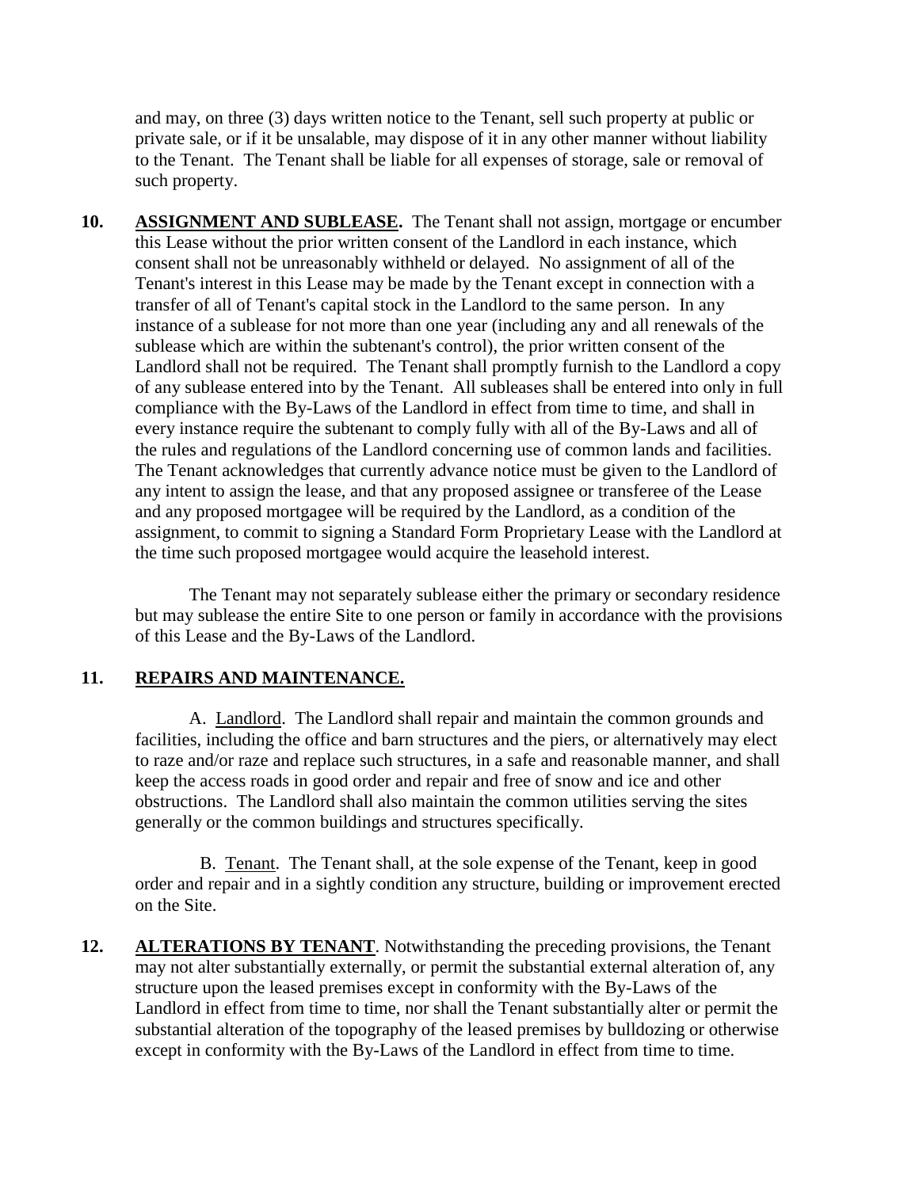and may, on three (3) days written notice to the Tenant, sell such property at public or private sale, or if it be unsalable, may dispose of it in any other manner without liability to the Tenant. The Tenant shall be liable for all expenses of storage, sale or removal of such property.

**10. ASSIGNMENT AND SUBLEASE.** The Tenant shall not assign, mortgage or encumber this Lease without the prior written consent of the Landlord in each instance, which consent shall not be unreasonably withheld or delayed. No assignment of all of the Tenant's interest in this Lease may be made by the Tenant except in connection with a transfer of all of Tenant's capital stock in the Landlord to the same person. In any instance of a sublease for not more than one year (including any and all renewals of the sublease which are within the subtenant's control), the prior written consent of the Landlord shall not be required. The Tenant shall promptly furnish to the Landlord a copy of any sublease entered into by the Tenant. All subleases shall be entered into only in full compliance with the By-Laws of the Landlord in effect from time to time, and shall in every instance require the subtenant to comply fully with all of the By-Laws and all of the rules and regulations of the Landlord concerning use of common lands and facilities. The Tenant acknowledges that currently advance notice must be given to the Landlord of any intent to assign the lease, and that any proposed assignee or transferee of the Lease and any proposed mortgagee will be required by the Landlord, as a condition of the assignment, to commit to signing a Standard Form Proprietary Lease with the Landlord at the time such proposed mortgagee would acquire the leasehold interest.

The Tenant may not separately sublease either the primary or secondary residence but may sublease the entire Site to one person or family in accordance with the provisions of this Lease and the By-Laws of the Landlord.

**11. REPAIRS AND MAINTENANCE.**

A. Landlord. The Landlord shall repair and maintain the common grounds and facilities, including the office and barn structures and the piers, or alternatively may elect to raze and/or raze and replace such structures, in a safe and reasonable manner, and shall keep the access roads in good order and repair and free of snow and ice and other obstructions. The Landlord shall also maintain the common utilities serving the sites generally or the common buildings and structures specifically.

B. Tenant. The Tenant shall, at the sole expense of the Tenant, keep in good order and repair and in a sightly condition any structure, building or improvement erected on the Site.

**12. ALTERATIONS BY TENANT**. Notwithstanding the preceding provisions, the Tenant may not alter substantially externally, or permit the substantial external alteration of, any structure upon the leased premises except in conformity with the By-Laws of the Landlord in effect from time to time, nor shall the Tenant substantially alter or permit the substantial alteration of the topography of the leased premises by bulldozing or otherwise except in conformity with the By-Laws of the Landlord in effect from time to time.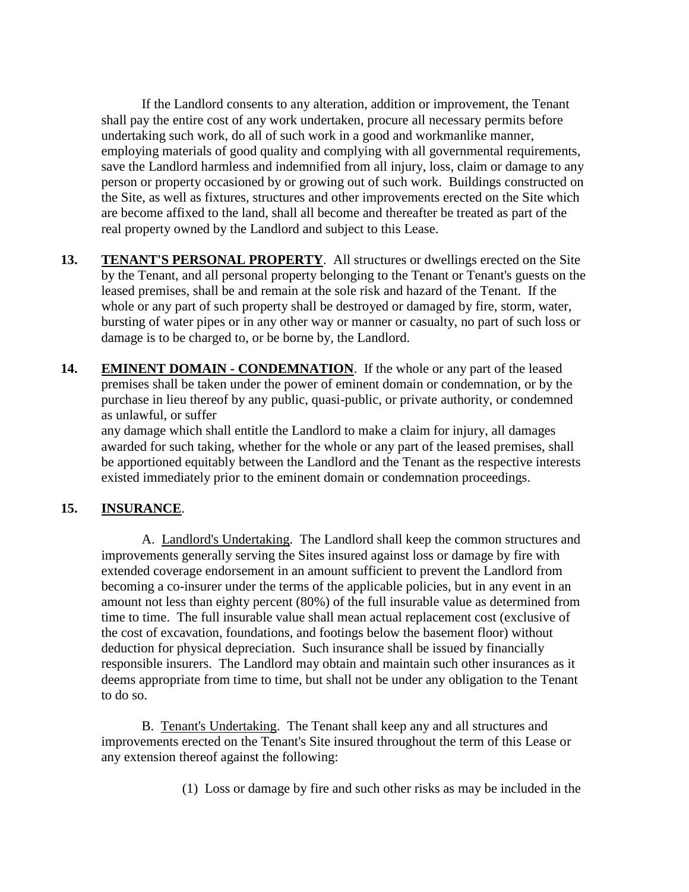If the Landlord consents to any alteration, addition or improvement, the Tenant shall pay the entire cost of any work undertaken, procure all necessary permits before undertaking such work, do all of such work in a good and workmanlike manner, employing materials of good quality and complying with all governmental requirements, save the Landlord harmless and indemnified from all injury, loss, claim or damage to any person or property occasioned by or growing out of such work. Buildings constructed on the Site, as well as fixtures, structures and other improvements erected on the Site which are become affixed to the land, shall all become and thereafter be treated as part of the real property owned by the Landlord and subject to this Lease.

**13. TENANT'S PERSONAL PROPERTY**. All structures or dwellings erected on the Site by the Tenant, and all personal property belonging to the Tenant or Tenant's guests on the leased premises, shall be and remain at the sole risk and hazard of the Tenant. If the whole or any part of such property shall be destroyed or damaged by fire, storm, water, bursting of water pipes or in any other way or manner or casualty, no part of such loss or damage is to be charged to, or be borne by, the Landlord.

**14. EMINENT DOMAIN - CONDEMNATION**. If the whole or any part of the leased premises shall be taken under the power of eminent domain or condemnation, or by the purchase in lieu thereof by any public, quasi-public, or private authority, or condemned as unlawful, or suffer any damage which shall entitle the Landlord to make a claim for injury, all damages awarded for such taking, whether for the whole or any part of the leased premises, shall be apportioned equitably between the Landlord and the Tenant as the respective interests existed immediately prior to the eminent domain or condemnation proceedings.

**15. INSURANCE**.

A. Landlord's Undertaking. The Landlord shall keep the common structures and improvements generally serving the Sites insured against loss or damage by fire with extended coverage endorsement in an amount sufficient to prevent the Landlord from becoming a co-insurer under the terms of the applicable policies, but in any event in an amount not less than eighty percent (80%) of the full insurable value as determined from time to time. The full insurable value shall mean actual replacement cost (exclusive of the cost of excavation, foundations, and footings below the basement floor) without deduction for physical depreciation. Such insurance shall be issued by financially responsible insurers. The Landlord may obtain and maintain such other insurances as it deems appropriate from time to time, but shall not be under any obligation to the Tenant to do so.

B. Tenant's Undertaking. The Tenant shall keep any and all structures and improvements erected on the Tenant's Site insured throughout the term of this Lease or any extension thereof against the following:

(1) Loss or damage by fire and such other risks as may be included in the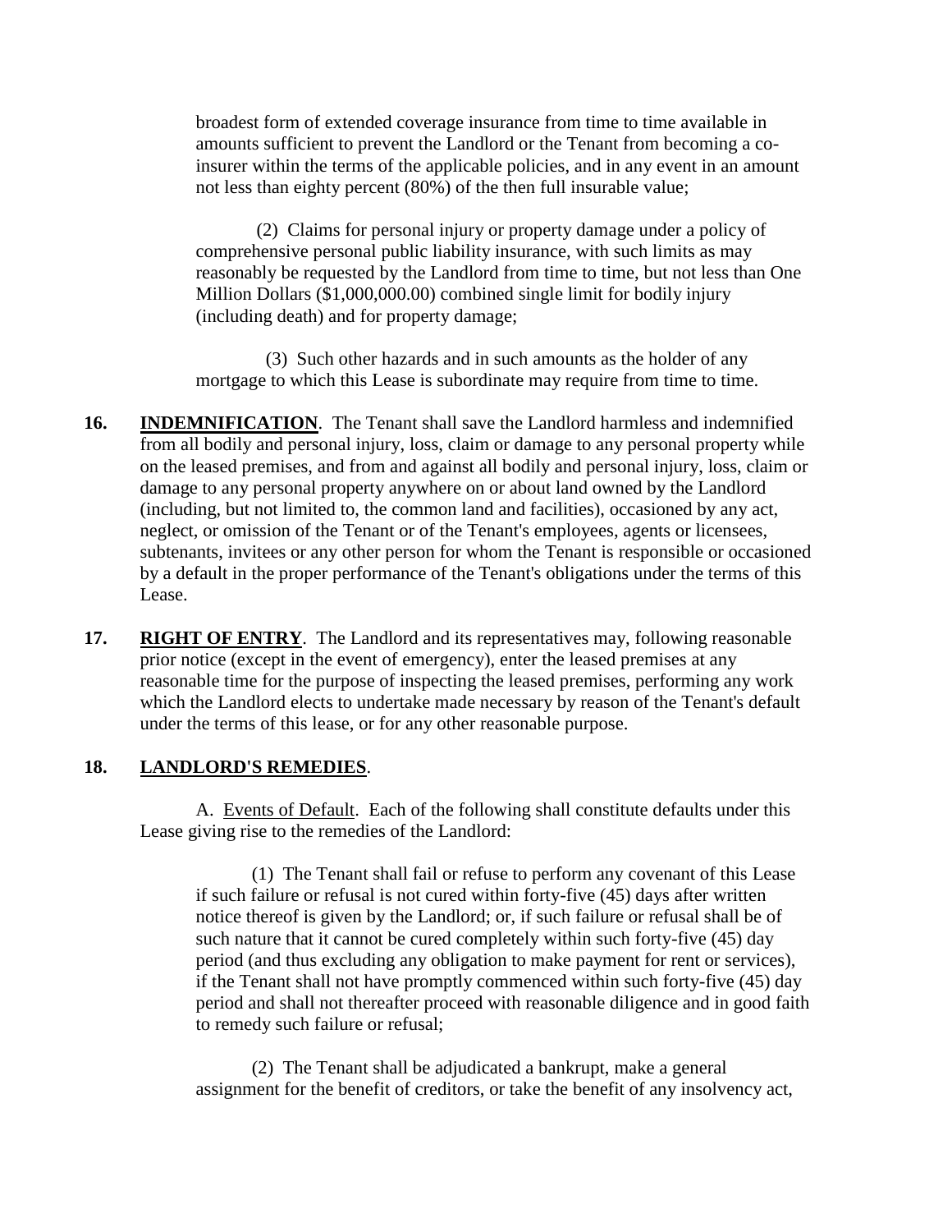broadest form of extended coverage insurance from time to time available in amounts sufficient to prevent the Landlord or the Tenant from becoming a co-insurer within the terms of the applicable policies, and in any event in an amount not less than eighty percent (80%) of the then full insurable value;

(2) Claims for personal injury or property damage under a policy of comprehensive personal public liability insurance, with such limits as may reasonably be requested by the Landlord from time to time, but not less than One Million Dollars ($1,000,000.00) combined single limit for bodily injury (including death) and for property damage;

(3) Such other hazards and in such amounts as the holder of any mortgage to which this Lease is subordinate may require from time to time.

**16. INDEMNIFICATION**. The Tenant shall save the Landlord harmless and indemnified from all bodily and personal injury, loss, claim or damage to any personal property while on the leased premises, and from and against all bodily and personal injury, loss, claim or damage to any personal property anywhere on or about land owned by the Landlord (including, but not limited to, the common land and facilities), occasioned by any act, neglect, or omission of the Tenant or of the Tenant's employees, agents or licensees, subtenants, invitees or any other person for whom the Tenant is responsible or occasioned by a default in the proper performance of the Tenant's obligations under the terms of this Lease.

**17. RIGHT OF ENTRY**. The Landlord and its representatives may, following reasonable prior notice (except in the event of emergency), enter the leased premises at any reasonable time for the purpose of inspecting the leased premises, performing any work which the Landlord elects to undertake made necessary by reason of the Tenant's default under the terms of this lease, or for any other reasonable purpose.

**18. LANDLORD'S REMEDIES**.

A. Events of Default. Each of the following shall constitute defaults under this Lease giving rise to the remedies of the Landlord:

(1) The Tenant shall fail or refuse to perform any covenant of this Lease if such failure or refusal is not cured within forty-five (45) days after written notice thereof is given by the Landlord; or, if such failure or refusal shall be of such nature that it cannot be cured completely within such forty-five (45) day period (and thus excluding any obligation to make payment for rent or services), if the Tenant shall not have promptly commenced within such forty-five (45) day period and shall not thereafter proceed with reasonable diligence and in good faith to remedy such failure or refusal;

(2) The Tenant shall be adjudicated a bankrupt, make a general assignment for the benefit of creditors, or take the benefit of any insolvency act,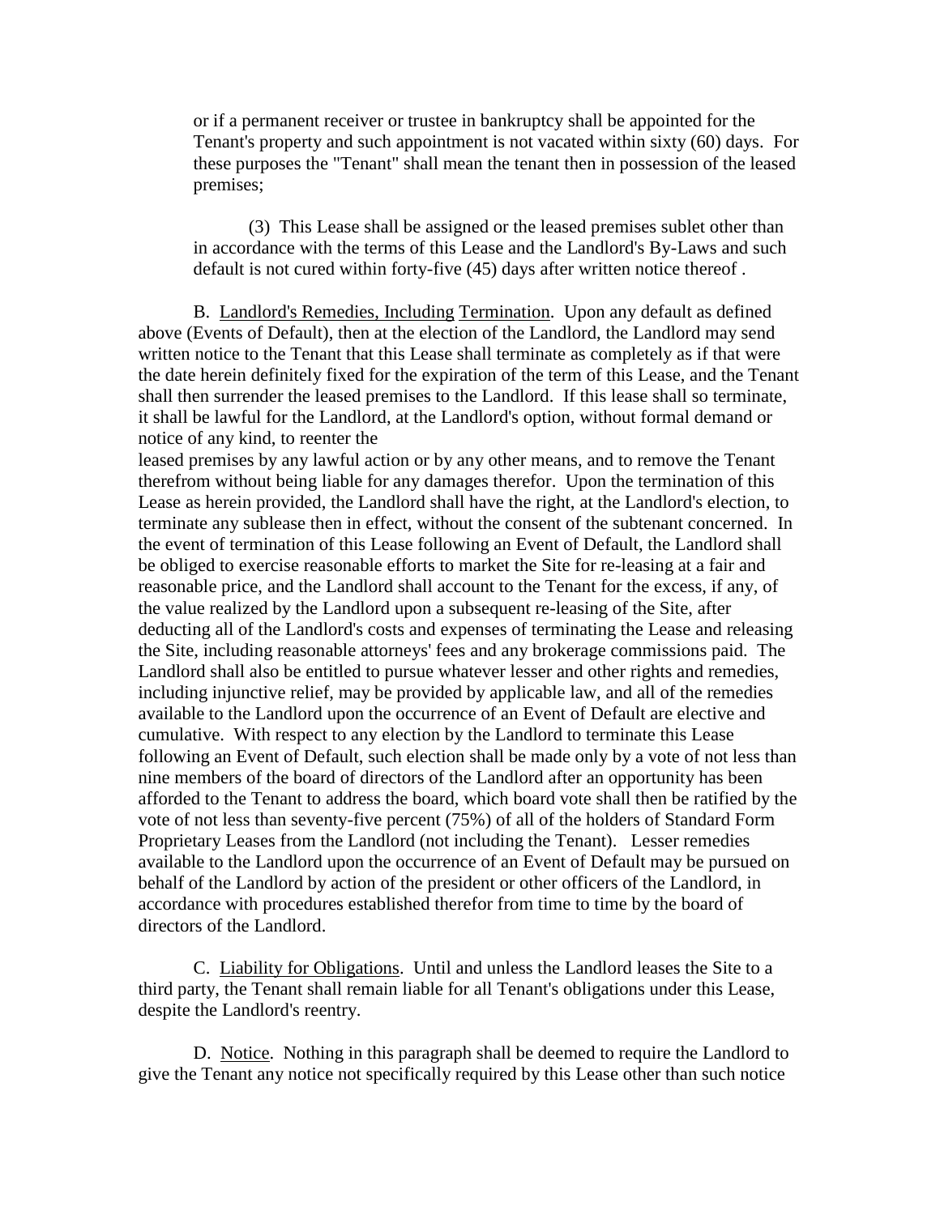or if a permanent receiver or trustee in bankruptcy shall be appointed for the Tenant's property and such appointment is not vacated within sixty (60) days. For these purposes the "Tenant" shall mean the tenant then in possession of the leased premises;

(3) This Lease shall be assigned or the leased premises sublet other than in accordance with the terms of this Lease and the Landlord's By-Laws and such default is not cured within forty-five (45) days after written notice thereof .

B. Landlord's Remedies, Including Termination. Upon any default as defined above (Events of Default), then at the election of the Landlord, the Landlord may send written notice to the Tenant that this Lease shall terminate as completely as if that were the date herein definitely fixed for the expiration of the term of this Lease, and the Tenant shall then surrender the leased premises to the Landlord. If this lease shall so terminate, it shall be lawful for the Landlord, at the Landlord's option, without formal demand or notice of any kind, to reenter the leased premises by any lawful action or by any other means, and to remove the Tenant therefrom without being liable for any damages therefor. Upon the termination of this Lease as herein provided, the Landlord shall have the right, at the Landlord's election, to terminate any sublease then in effect, without the consent of the subtenant concerned. In the event of termination of this Lease following an Event of Default, the Landlord shall be obliged to exercise reasonable efforts to market the Site for re-leasing at a fair and reasonable price, and the Landlord shall account to the Tenant for the excess, if any, of the value realized by the Landlord upon a subsequent re-leasing of the Site, after deducting all of the Landlord's costs and expenses of terminating the Lease and releasing the Site, including reasonable attorneys' fees and any brokerage commissions paid. The Landlord shall also be entitled to pursue whatever lesser and other rights and remedies, including injunctive relief, may be provided by applicable law, and all of the remedies available to the Landlord upon the occurrence of an Event of Default are elective and cumulative. With respect to any election by the Landlord to terminate this Lease following an Event of Default, such election shall be made only by a vote of not less than nine members of the board of directors of the Landlord after an opportunity has been afforded to the Tenant to address the board, which board vote shall then be ratified by the vote of not less than seventy-five percent (75%) of all of the holders of Standard Form Proprietary Leases from the Landlord (not including the Tenant). Lesser remedies available to the Landlord upon the occurrence of an Event of Default may be pursued on behalf of the Landlord by action of the president or other officers of the Landlord, in accordance with procedures established therefor from time to time by the board of directors of the Landlord.

C. Liability for Obligations. Until and unless the Landlord leases the Site to a third party, the Tenant shall remain liable for all Tenant's obligations under this Lease, despite the Landlord's reentry.

D. Notice. Nothing in this paragraph shall be deemed to require the Landlord to give the Tenant any notice not specifically required by this Lease other than such notice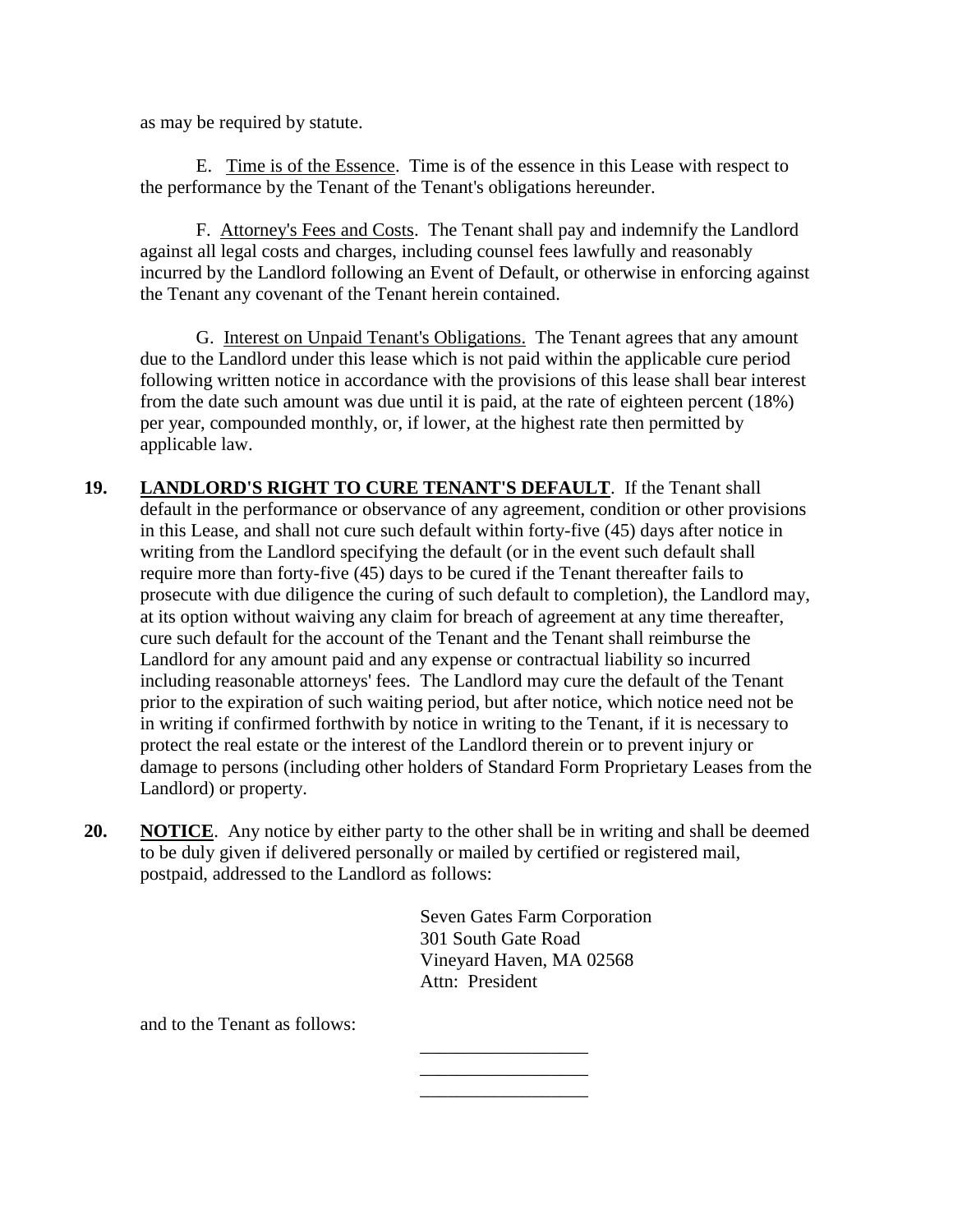as may be required by statute.

E. Time is of the Essence. Time is of the essence in this Lease with respect to the performance by the Tenant of the Tenant's obligations hereunder.

F. Attorney's Fees and Costs. The Tenant shall pay and indemnify the Landlord against all legal costs and charges, including counsel fees lawfully and reasonably incurred by the Landlord following an Event of Default, or otherwise in enforcing against the Tenant any covenant of the Tenant herein contained.

G. Interest on Unpaid Tenant's Obligations. The Tenant agrees that any amount due to the Landlord under this lease which is not paid within the applicable cure period following written notice in accordance with the provisions of this lease shall bear interest from the date such amount was due until it is paid, at the rate of eighteen percent (18%) per year, compounded monthly, or, if lower, at the highest rate then permitted by applicable law.

**19. LANDLORD'S RIGHT TO CURE TENANT'S DEFAULT**. If the Tenant shall default in the performance or observance of any agreement, condition or other provisions in this Lease, and shall not cure such default within forty-five (45) days after notice in writing from the Landlord specifying the default (or in the event such default shall require more than forty-five (45) days to be cured if the Tenant thereafter fails to prosecute with due diligence the curing of such default to completion), the Landlord may, at its option without waiving any claim for breach of agreement at any time thereafter, cure such default for the account of the Tenant and the Tenant shall reimburse the Landlord for any amount paid and any expense or contractual liability so incurred including reasonable attorneys' fees. The Landlord may cure the default of the Tenant prior to the expiration of such waiting period, but after notice, which notice need not be in writing if confirmed forthwith by notice in writing to the Tenant, if it is necessary to protect the real estate or the interest of the Landlord therein or to prevent injury or damage to persons (including other holders of Standard Form Proprietary Leases from the Landlord) or property.

**20. NOTICE**. Any notice by either party to the other shall be in writing and shall be deemed to be duly given if delivered personally or mailed by certified or registered mail, postpaid, addressed to the Landlord as follows:

Seven Gates Farm Corporation
301 South Gate Road
Vineyard Haven, MA 02568
Attn: President

and to the Tenant as follows:

\_\_\_\_\_\_\_\_\_\_\_\_\_\_\_\_\_\_
\_\_\_\_\_\_\_\_\_\_\_\_\_\_\_\_\_\_
\_\_\_\_\_\_\_\_\_\_\_\_\_\_\_\_\_\_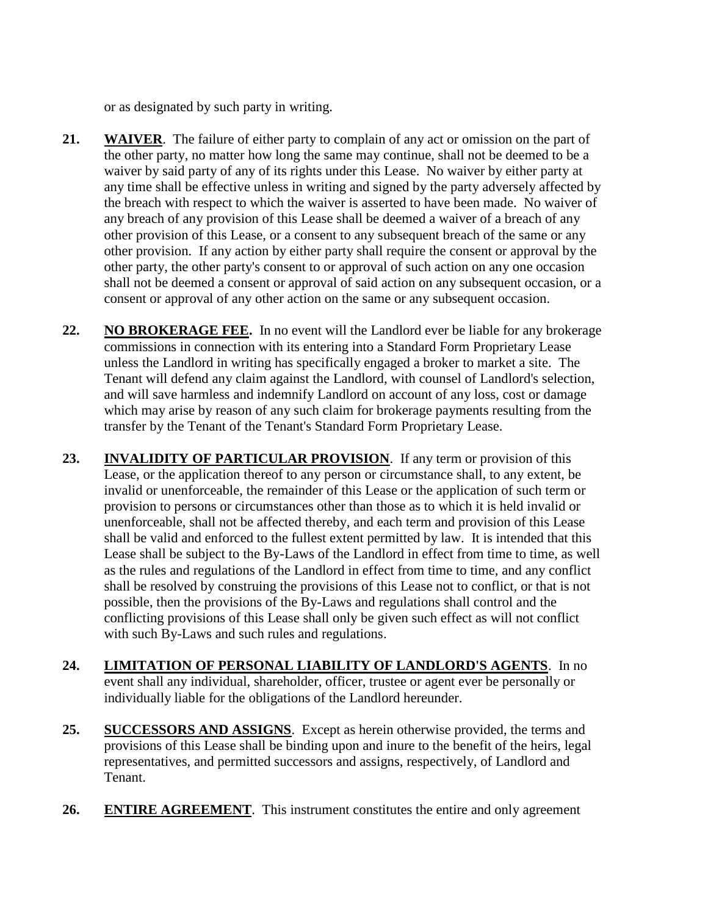or as designated by such party in writing.

**21.** **WAIVER**. The failure of either party to complain of any act or omission on the part of the other party, no matter how long the same may continue, shall not be deemed to be a waiver by said party of any of its rights under this Lease. No waiver by either party at any time shall be effective unless in writing and signed by the party adversely affected by the breach with respect to which the waiver is asserted to have been made. No waiver of any breach of any provision of this Lease shall be deemed a waiver of a breach of any other provision of this Lease, or a consent to any subsequent breach of the same or any other provision. If any action by either party shall require the consent or approval by the other party, the other party's consent to or approval of such action on any one occasion shall not be deemed a consent or approval of said action on any subsequent occasion, or a consent or approval of any other action on the same or any subsequent occasion.

**22.** **NO BROKERAGE FEE.** In no event will the Landlord ever be liable for any brokerage commissions in connection with its entering into a Standard Form Proprietary Lease unless the Landlord in writing has specifically engaged a broker to market a site. The Tenant will defend any claim against the Landlord, with counsel of Landlord's selection, and will save harmless and indemnify Landlord on account of any loss, cost or damage which may arise by reason of any such claim for brokerage payments resulting from the transfer by the Tenant of the Tenant's Standard Form Proprietary Lease.

**23.** **INVALIDITY OF PARTICULAR PROVISION**. If any term or provision of this Lease, or the application thereof to any person or circumstance shall, to any extent, be invalid or unenforceable, the remainder of this Lease or the application of such term or provision to persons or circumstances other than those as to which it is held invalid or unenforceable, shall not be affected thereby, and each term and provision of this Lease shall be valid and enforced to the fullest extent permitted by law. It is intended that this Lease shall be subject to the By-Laws of the Landlord in effect from time to time, as well as the rules and regulations of the Landlord in effect from time to time, and any conflict shall be resolved by construing the provisions of this Lease not to conflict, or that is not possible, then the provisions of the By-Laws and regulations shall control and the conflicting provisions of this Lease shall only be given such effect as will not conflict with such By-Laws and such rules and regulations.

**24.** **LIMITATION OF PERSONAL LIABILITY OF LANDLORD'S AGENTS**. In no event shall any individual, shareholder, officer, trustee or agent ever be personally or individually liable for the obligations of the Landlord hereunder.

**25.** **SUCCESSORS AND ASSIGNS**. Except as herein otherwise provided, the terms and provisions of this Lease shall be binding upon and inure to the benefit of the heirs, legal representatives, and permitted successors and assigns, respectively, of Landlord and Tenant.

**26.** **ENTIRE AGREEMENT**. This instrument constitutes the entire and only agreement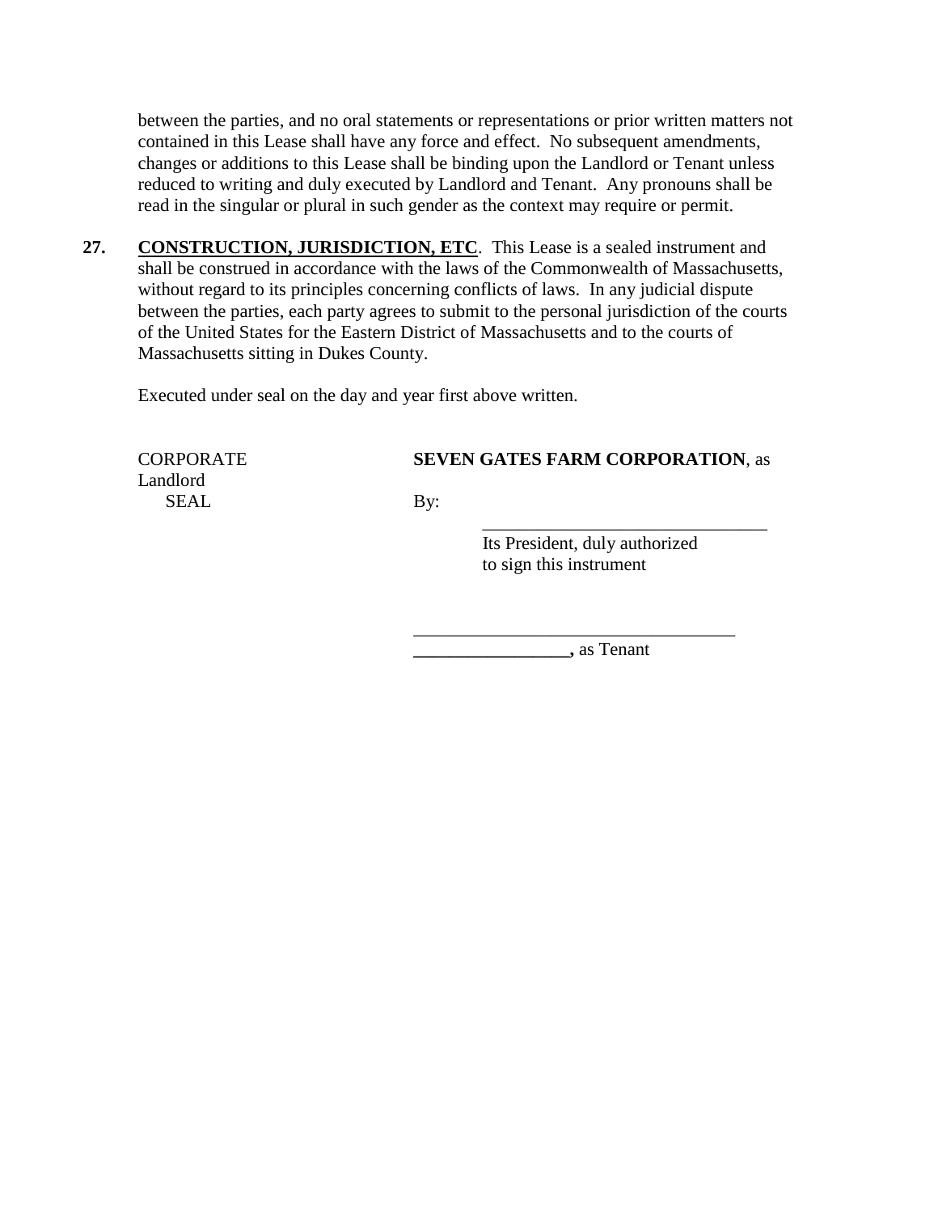between the parties, and no oral statements or representations or prior written matters not contained in this Lease shall have any force and effect. No subsequent amendments, changes or additions to this Lease shall be binding upon the Landlord or Tenant unless reduced to writing and duly executed by Landlord and Tenant. Any pronouns shall be read in the singular or plural in such gender as the context may require or permit.

**27.** **CONSTRUCTION, JURISDICTION, ETC**. This Lease is a sealed instrument and shall be construed in accordance with the laws of the Commonwealth of Massachusetts, without regard to its principles concerning conflicts of laws. In any judicial dispute between the parties, each party agrees to submit to the personal jurisdiction of the courts of the United States for the Eastern District of Massachusetts and to the courts of Massachusetts sitting in Dukes County.

Executed under seal on the day and year first above written.

CORPORATE
SEAL

**SEVEN GATES FARM CORPORATION**, as Landlord

By: _______________________________
Its President, duly authorized
to sign this instrument

___________________________________
**_________________,** as Tenant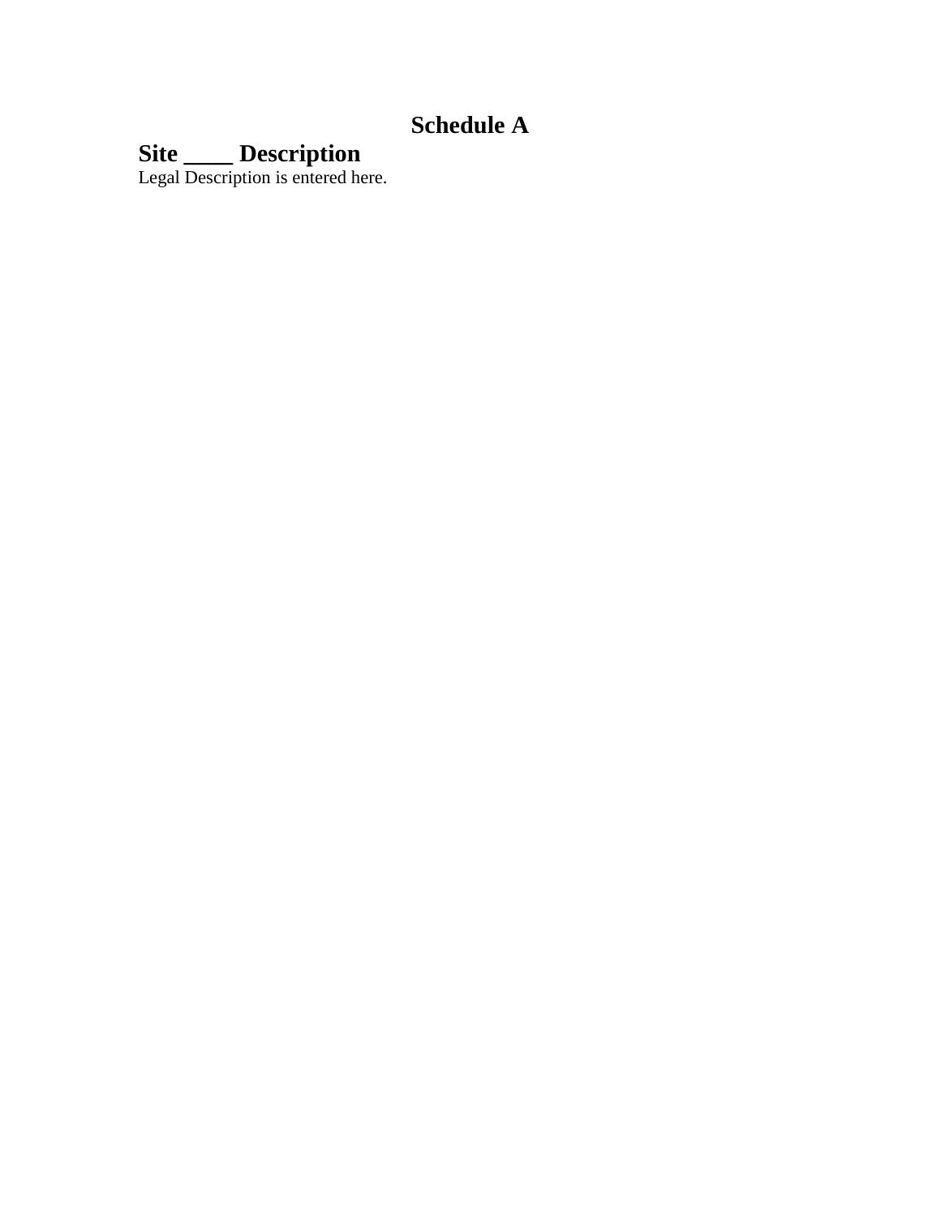# Schedule A

## Site ____ Description

Legal Description is entered here.